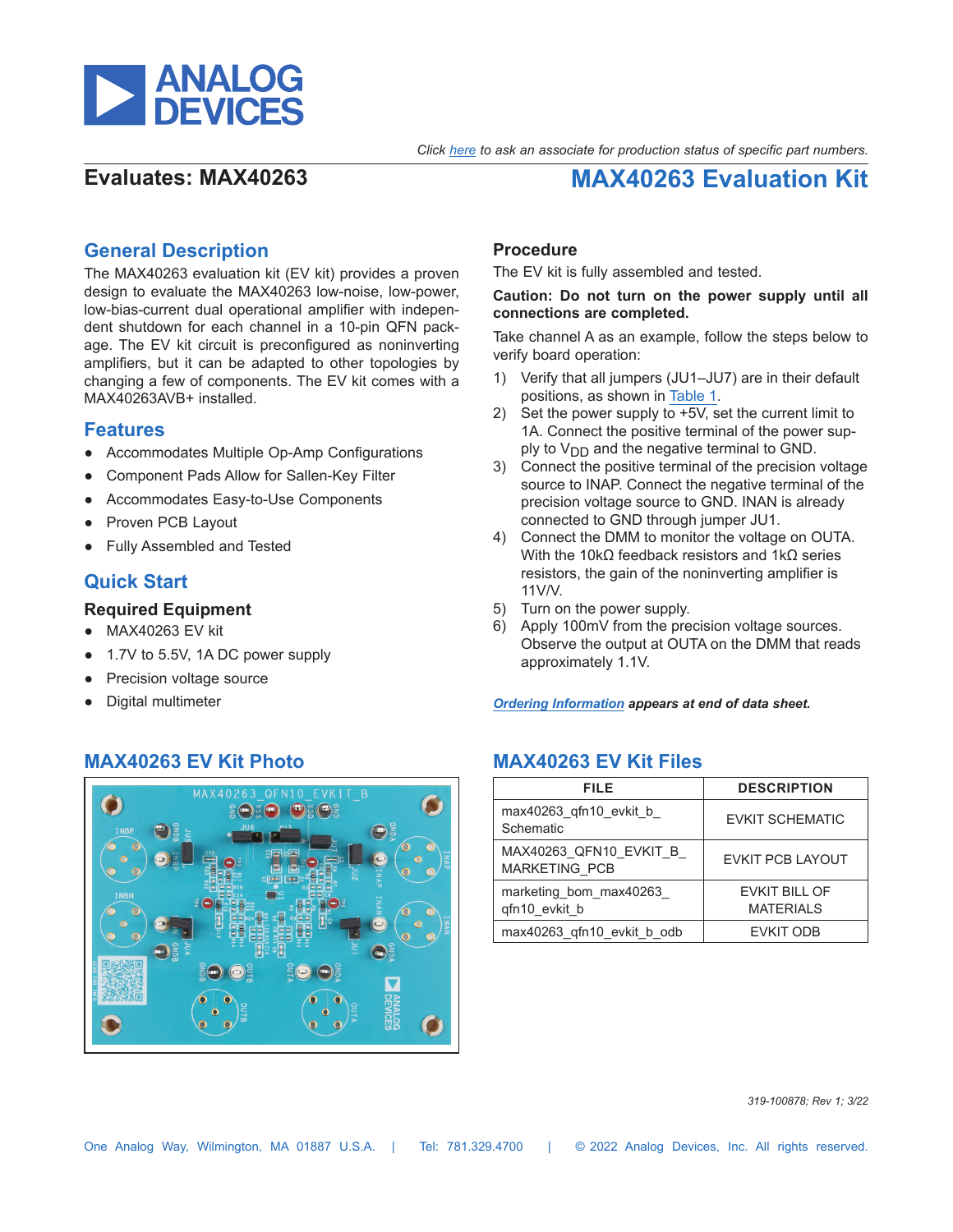*Click here to ask an associate for production status of specific part numbers.*

## Evaluates: MAX40263

# MAX40263 Evaluation Kit

## General Description

The MAX40263 evaluation kit (EV kit) provides a proven design to evaluate the MAX40263 low-noise, low-power, low-bias-current dual operational amplifier with independent shutdown for each channel in a 10-pin QFN package. The EV kit circuit is preconfigured as noninverting amplifiers, but it can be adapted to other topologies by changing a few of components. The EV kit comes with a MAX40263AVB+ installed.

## Features

- Accommodates Multiple Op-Amp Configurations
- Component Pads Allow for Sallen-Key Filter
- Accommodates Easy-to-Use Components
- Proven PCB Layout
- Fully Assembled and Tested

## Quick Start

### Required Equipment

- MAX40263 EV kit
- 1.7V to 5.5V, 1A DC power supply
- Precision voltage source
- Digital multimeter

### Procedure

The EV kit is fully assembled and tested.

**Caution: Do not turn on the power supply until all connections are completed.**

Take channel A as an example, follow the steps below to verify board operation:

1) Verify that all jumpers (JU1–JU7) are in their default positions, as shown in Table 1.
2) Set the power supply to +5V, set the current limit to 1A. Connect the positive terminal of the power supply to $V_{DD}$ and the negative terminal to GND.
3) Connect the positive terminal of the precision voltage source to INAP. Connect the negative terminal of the precision voltage source to GND. INAN is already connected to GND through jumper JU1.
4) Connect the DMM to monitor the voltage on OUTA. With the 10kΩ feedback resistors and 1kΩ series resistors, the gain of the noninverting amplifier is 11V/V.
5) Turn on the power supply.
6) Apply 100mV from the precision voltage sources. Observe the output at OUTA on the DMM that reads approximately 1.1V.

***Ordering Information** appears at end of data sheet.*

## MAX40263 EV Kit Photo

## MAX40263 EV Kit Files

| FILE | DESCRIPTION |
|---|---|
| max40263_qfn10_evkit_b_ Schematic | EVKIT SCHEMATIC |
| MAX40263_QFN10_EVKIT_B_ MARKETING_PCB | EVKIT PCB LAYOUT |
| marketing_bom_max40263_ qfn10_evkit_b | EVKIT BILL OF MATERIALS |
| max40263_qfn10_evkit_b_odb | EVKIT ODB |

*319-100878; Rev 1; 3/22*

One Analog Way, Wilmington, MA 01887 U.S.A. | Tel: 781.329.4700 | © 2022 Analog Devices, Inc. All rights reserved.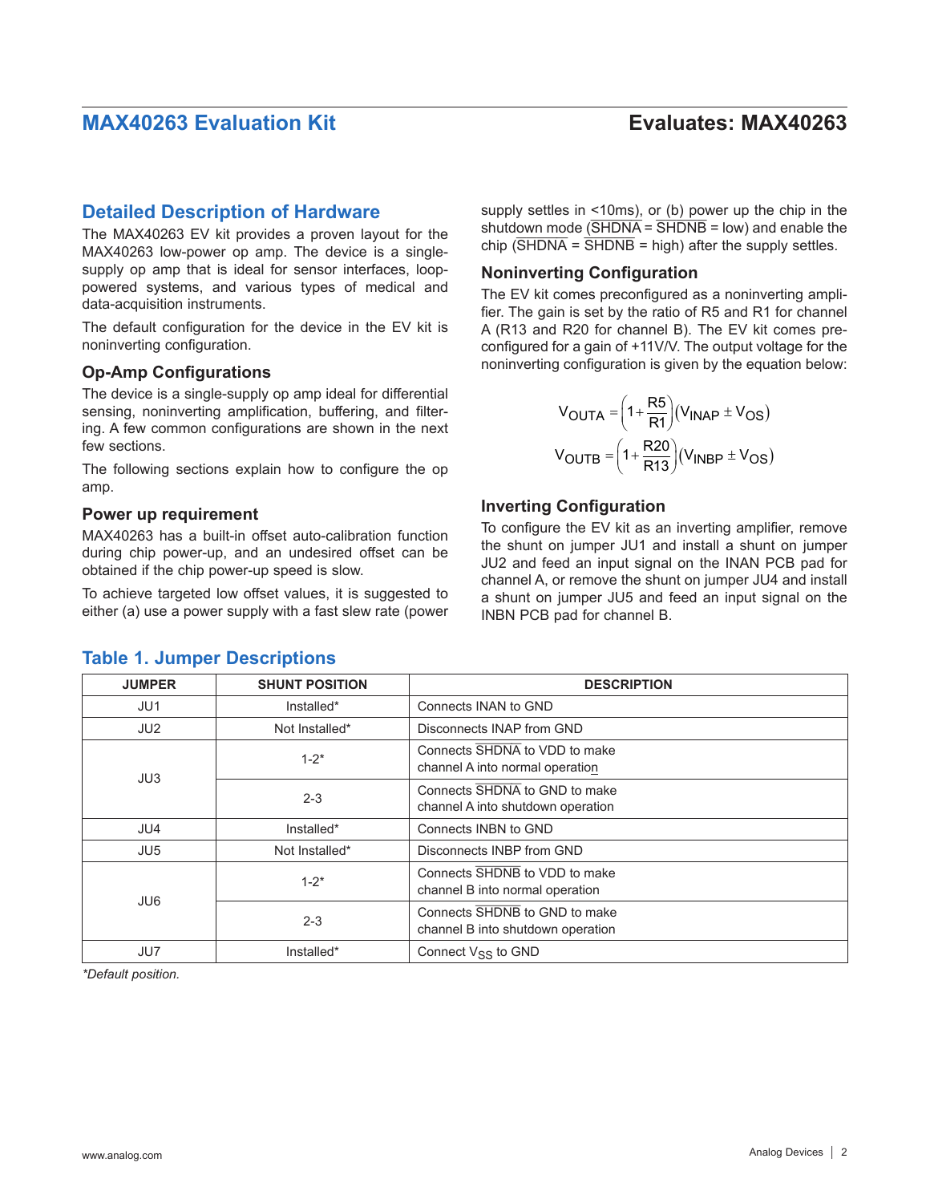## Detailed Description of Hardware

The MAX40263 EV kit provides a proven layout for the MAX40263 low-power op amp. The device is a single-supply op amp that is ideal for sensor interfaces, loop-powered systems, and various types of medical and data-acquisition instruments.

The default configuration for the device in the EV kit is noninverting configuration.

### Op-Amp Configurations

The device is a single-supply op amp ideal for differential sensing, noninverting amplification, buffering, and filtering. A few common configurations are shown in the next few sections.

The following sections explain how to configure the op amp.

### Power up requirement

MAX40263 has a built-in offset auto-calibration function during chip power-up, and an undesired offset can be obtained if the chip power-up speed is slow.

To achieve targeted low offset values, it is suggested to either (a) use a power supply with a fast slew rate (power supply settles in <10ms), or (b) power up the chip in the shutdown mode ($\overline{SHDNA}$ = $\overline{SHDNB}$ = low) and enable the chip ($\overline{SHDNA}$ = $\overline{SHDNB}$ = high) after the supply settles.

### Noninverting Configuration

The EV kit comes preconfigured as a noninverting amplifier. The gain is set by the ratio of R5 and R1 for channel A (R13 and R20 for channel B). The EV kit comes preconfigured for a gain of +11V/V. The output voltage for the noninverting configuration is given by the equation below:

$$V_{OUTA} = \left(1 + \frac{R5}{R1}\right)(V_{INAP} \pm V_{OS})$$

$$V_{OUTB} = \left(1 + \frac{R20}{R13}\right)(V_{INBP} \pm V_{OS})$$

### Inverting Configuration

To configure the EV kit as an inverting amplifier, remove the shunt on jumper JU1 and install a shunt on jumper JU2 and feed an input signal on the INAN PCB pad for channel A, or remove the shunt on jumper JU4 and install a shunt on jumper JU5 and feed an input signal on the INBN PCB pad for channel B.

## Table 1. Jumper Descriptions

| JUMPER | SHUNT POSITION | DESCRIPTION |
|---|---|---|
| JU1 | Installed* | Connects INAN to GND |
| JU2 | Not Installed* | Disconnects INAP from GND |
| JU3 | 1-2* | Connects $\overline{SHDNA}$ to VDD to make channel A into normal operation |
| | 2-3 | Connects $\overline{SHDNA}$ to GND to make channel A into shutdown operation |
| JU4 | Installed* | Connects INBN to GND |
| JU5 | Not Installed* | Disconnects INBP from GND |
| JU6 | 1-2* | Connects $\overline{SHDNB}$ to VDD to make channel B into normal operation |
| | 2-3 | Connects $\overline{SHDNB}$ to GND to make channel B into shutdown operation |
| JU7 | Installed* | Connect $V_{SS}$ to GND |

*Default position.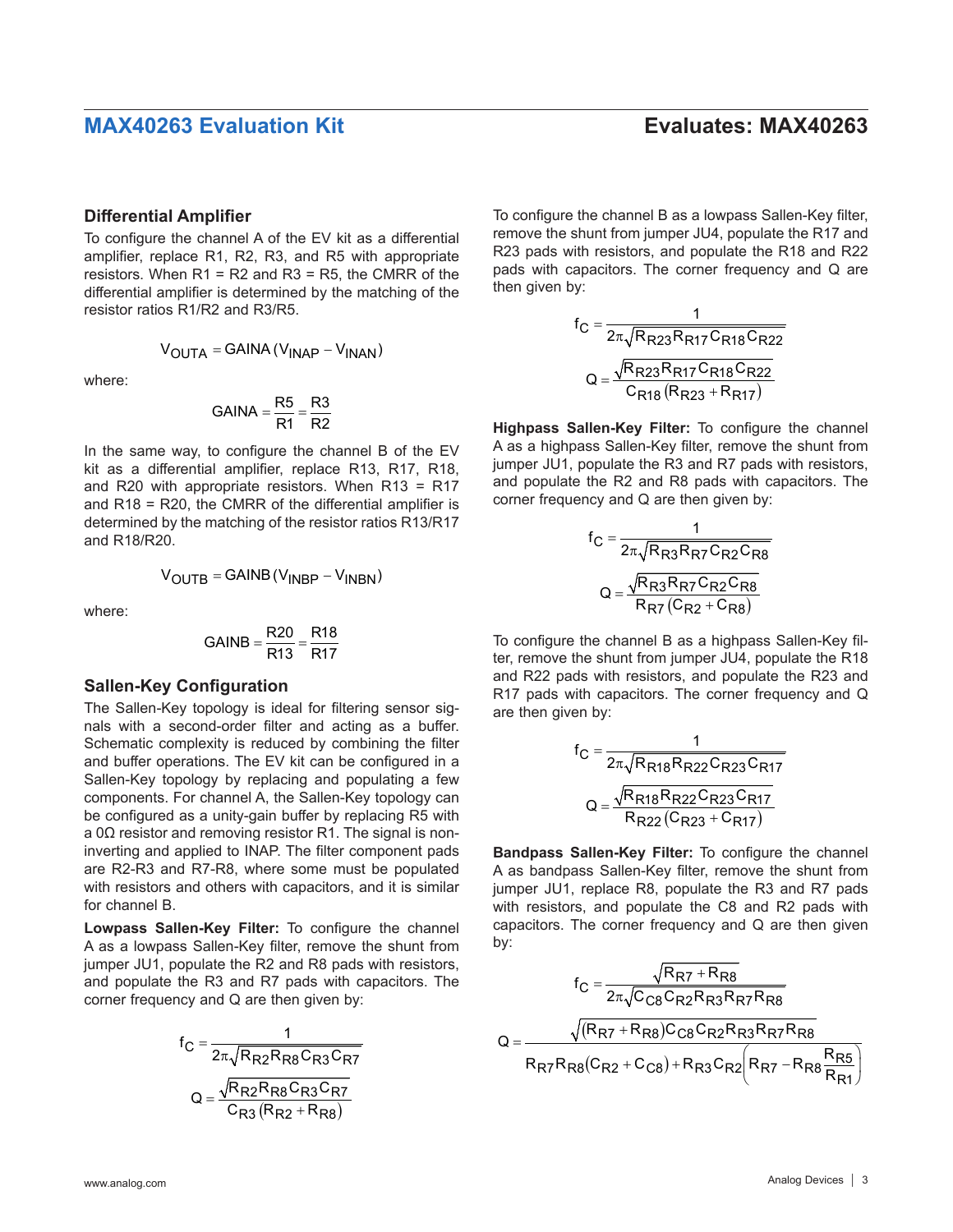## Differential Amplifier

To configure the channel A of the EV kit as a differential amplifier, replace R1, R2, R3, and R5 with appropriate resistors. When R1 = R2 and R3 = R5, the CMRR of the differential amplifier is determined by the matching of the resistor ratios R1/R2 and R3/R5.

$$V_{OUTA} = GAINA\,(V_{INAP} - V_{INAN})$$

where:

$$GAINA = \frac{R5}{R1} = \frac{R3}{R2}$$

In the same way, to configure the channel B of the EV kit as a differential amplifier, replace R13, R17, R18, and R20 with appropriate resistors. When R13 = R17 and R18 = R20, the CMRR of the differential amplifier is determined by the matching of the resistor ratios R13/R17 and R18/R20.

$$V_{OUTB} = GAINB\,(V_{INBP} - V_{INBN})$$

where:

$$GAINB = \frac{R20}{R13} = \frac{R18}{R17}$$

## Sallen-Key Configuration

The Sallen-Key topology is ideal for filtering sensor signals with a second-order filter and acting as a buffer. Schematic complexity is reduced by combining the filter and buffer operations. The EV kit can be configured in a Sallen-Key topology by replacing and populating a few components. For channel A, the Sallen-Key topology can be configured as a unity-gain buffer by replacing R5 with a 0Ω resistor and removing resistor R1. The signal is noninverting and applied to INAP. The filter component pads are R2-R3 and R7-R8, where some must be populated with resistors and others with capacitors, and it is similar for channel B.

**Lowpass Sallen-Key Filter:** To configure the channel A as a lowpass Sallen-Key filter, remove the shunt from jumper JU1, populate the R2 and R8 pads with resistors, and populate the R3 and R7 pads with capacitors. The corner frequency and Q are then given by:

$$f_C = \frac{1}{2\pi\sqrt{R_{R2}R_{R8}C_{R3}C_{R7}}}$$

$$Q = \frac{\sqrt{R_{R2}R_{R8}C_{R3}C_{R7}}}{C_{R3}\left(R_{R2} + R_{R8}\right)}$$

To configure the channel B as a lowpass Sallen-Key filter, remove the shunt from jumper JU4, populate the R17 and R23 pads with resistors, and populate the R18 and R22 pads with capacitors. The corner frequency and Q are then given by:

$$f_C = \frac{1}{2\pi\sqrt{R_{R23}R_{R17}C_{R18}C_{R22}}}$$

$$Q = \frac{\sqrt{R_{R23}R_{R17}C_{R18}C_{R22}}}{C_{R18}\left(R_{R23} + R_{R17}\right)}$$

**Highpass Sallen-Key Filter:** To configure the channel A as a highpass Sallen-Key filter, remove the shunt from jumper JU1, populate the R3 and R7 pads with resistors, and populate the R2 and R8 pads with capacitors. The corner frequency and Q are then given by:

$$f_C = \frac{1}{2\pi\sqrt{R_{R3}R_{R7}C_{R2}C_{R8}}}$$

$$Q = \frac{\sqrt{R_{R3}R_{R7}C_{R2}C_{R8}}}{R_{R7}\left(C_{R2} + C_{R8}\right)}$$

To configure the channel B as a highpass Sallen-Key filter, remove the shunt from jumper JU4, populate the R18 and R22 pads with resistors, and populate the R23 and R17 pads with capacitors. The corner frequency and Q are then given by:

$$f_C = \frac{1}{2\pi\sqrt{R_{R18}R_{R22}C_{R23}C_{R17}}}$$

$$Q = \frac{\sqrt{R_{R18}R_{R22}C_{R23}C_{R17}}}{R_{R22}\left(C_{R23} + C_{R17}\right)}$$

**Bandpass Sallen-Key Filter:** To configure the channel A as bandpass Sallen-Key filter, remove the shunt from jumper JU1, replace R8, populate the R3 and R7 pads with resistors, and populate the C8 and R2 pads with capacitors. The corner frequency and Q are then given by:

$$f_C = \frac{\sqrt{R_{R7} + R_{R8}}}{2\pi\sqrt{C_{C8}C_{R2}R_{R3}R_{R7}R_{R8}}}$$

$$Q = \frac{\sqrt{\left(R_{R7} + R_{R8}\right)C_{C8}C_{R2}R_{R3}R_{R7}R_{R8}}}{R_{R7}R_{R8}\left(C_{R2} + C_{C8}\right) + R_{R3}C_{R2}\left(R_{R7} - R_{R8}\dfrac{R_{R5}}{R_{R1}}\right)}$$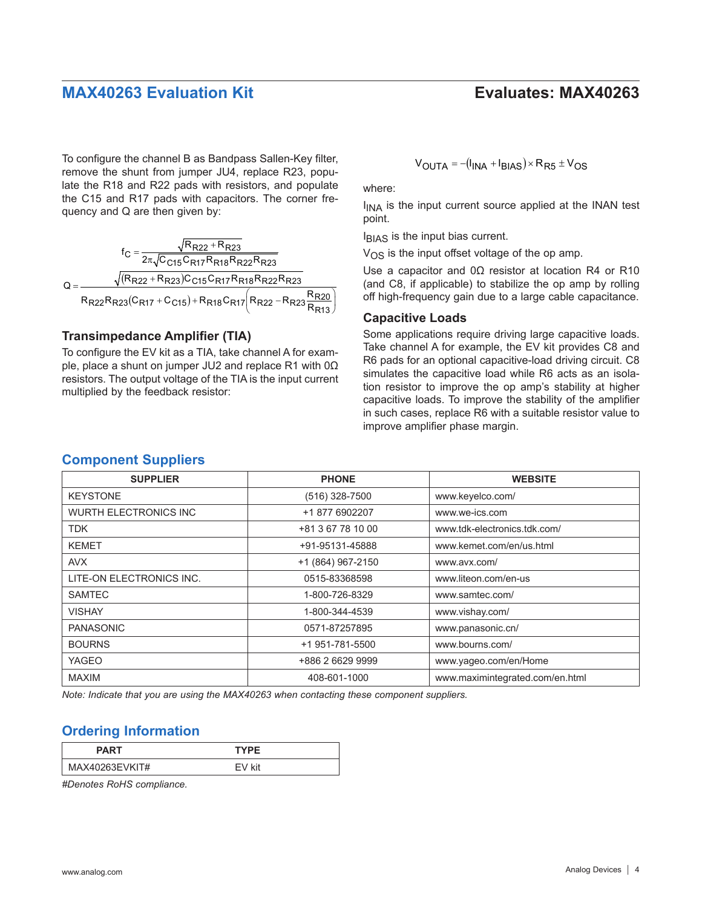To configure the channel B as Bandpass Sallen-Key filter, remove the shunt from jumper JU4, replace R23, populate the R18 and R22 pads with resistors, and populate the C15 and R17 pads with capacitors. The corner frequency and Q are then given by:

$$f_C = \frac{\sqrt{R_{R22} + R_{R23}}}{2\pi\sqrt{C_{C15}C_{R17}R_{R18}R_{R22}R_{R23}}}$$

$$Q = \frac{\sqrt{(R_{R22} + R_{R23})C_{C15}C_{R17}R_{R18}R_{R22}R_{R23}}}{R_{R22}R_{R23}(C_{R17} + C_{C15}) + R_{R18}C_{R17}\left(R_{R22} - R_{R23}\frac{R_{R20}}{R_{R13}}\right)}$$

### Transimpedance Amplifier (TIA)

To configure the EV kit as a TIA, take channel A for example, place a shunt on jumper JU2 and replace R1 with 0Ω resistors. The output voltage of the TIA is the input current multiplied by the feedback resistor:

$$V_{OUTA} = -(I_{INA} + I_{BIAS}) \times R_{R5} \pm V_{OS}$$

where:

$I_{INA}$ is the input current source applied at the INAN test point.

$I_{BIAS}$ is the input bias current.

$V_{OS}$ is the input offset voltage of the op amp.

Use a capacitor and 0Ω resistor at location R4 or R10 (and C8, if applicable) to stabilize the op amp by rolling off high-frequency gain due to a large cable capacitance.

### Capacitive Loads

Some applications require driving large capacitive loads. Take channel A for example, the EV kit provides C8 and R6 pads for an optional capacitive-load driving circuit. C8 simulates the capacitive load while R6 acts as an isolation resistor to improve the op amp's stability at higher capacitive loads. To improve the stability of the amplifier in such cases, replace R6 with a suitable resistor value to improve amplifier phase margin.

## Component Suppliers

| SUPPLIER | PHONE | WEBSITE |
|---|---|---|
| KEYSTONE | (516) 328-7500 | www.keyelco.com/ |
| WURTH ELECTRONICS INC | +1 877 6902207 | www.we-ics.com |
| TDK | +81 3 67 78 10 00 | www.tdk-electronics.tdk.com/ |
| KEMET | +91-95131-45888 | www.kemet.com/en/us.html |
| AVX | +1 (864) 967-2150 | www.avx.com/ |
| LITE-ON ELECTRONICS INC. | 0515-83368598 | www.liteon.com/en-us |
| SAMTEC | 1-800-726-8329 | www.samtec.com/ |
| VISHAY | 1-800-344-4539 | www.vishay.com/ |
| PANASONIC | 0571-87257895 | www.panasonic.cn/ |
| BOURNS | +1 951-781-5500 | www.bourns.com/ |
| YAGEO | +886 2 6629 9999 | www.yageo.com/en/Home |
| MAXIM | 408-601-1000 | www.maximintegrated.com/en.html |

*Note: Indicate that you are using the MAX40263 when contacting these component suppliers.*

## Ordering Information

| PART | TYPE |
|---|---|
| MAX40263EVKIT# | EV kit |

*#Denotes RoHS compliance.*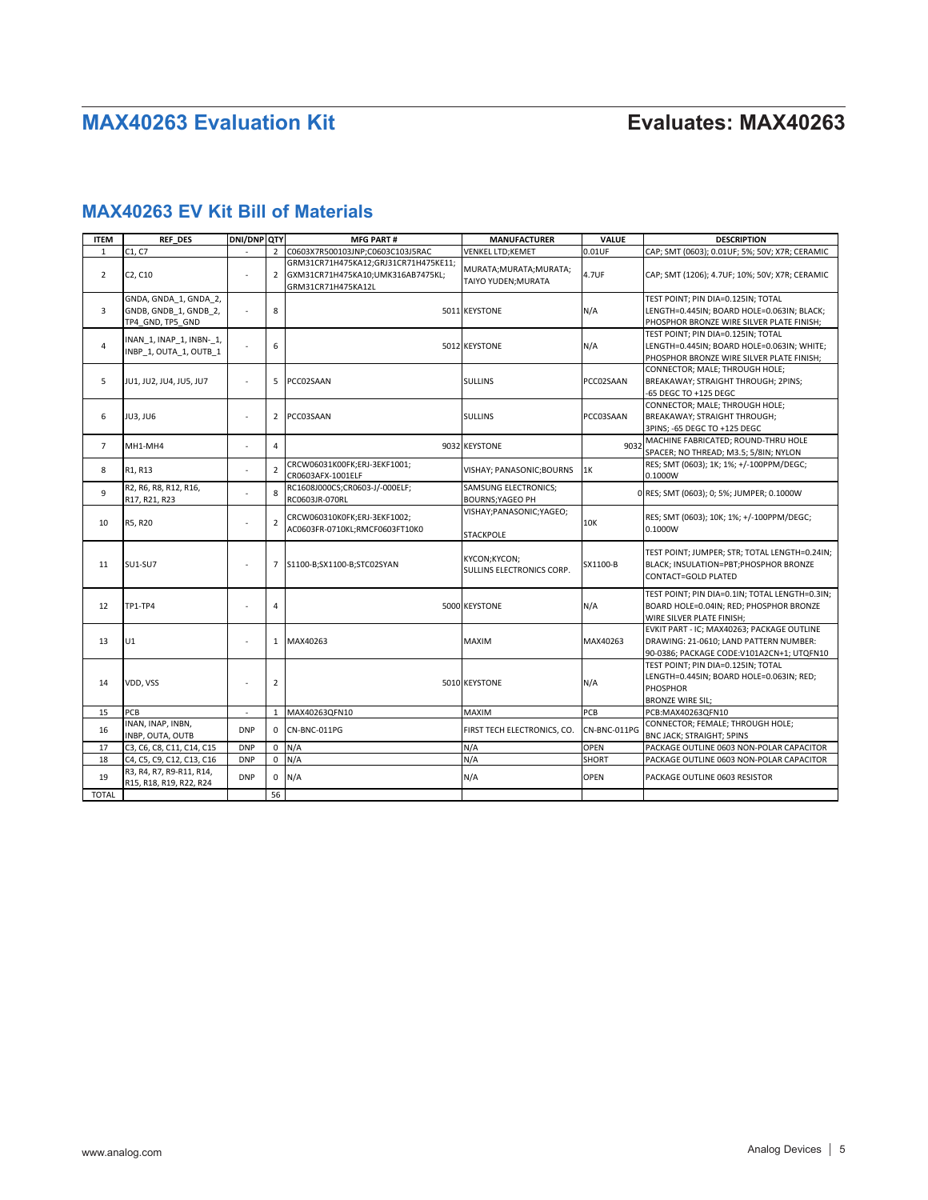## MAX40263 EV Kit Bill of Materials

| ITEM | REF_DES | DNI/DNP | QTY | MFG PART # | MANUFACTURER | VALUE | DESCRIPTION |
|---|---|---|---|---|---|---|---|
| 1 | C1, C7 | - | 2 | C0603X7R500103JNP;C0603C103J5RAC | VENKEL LTD;KEMET | 0.01UF | CAP; SMT (0603); 0.01UF; 5%; 50V; X7R; CERAMIC |
| 2 | C2, C10 | - | 2 | GRM31CR71H475KA12;GRJ31CR71H475KE11; GXM31CR71H475KA10;UMK316AB7475KL; GRM31CR71H475KA12L | MURATA;MURATA;MURATA; TAIYO YUDEN;MURATA | 4.7UF | CAP; SMT (1206); 4.7UF; 10%; 50V; X7R; CERAMIC |
| 3 | GNDA, GNDA_1, GNDA_2, GNDB, GNDB_1, GNDB_2, TP4_GND, TP5_GND | - | 8 | 5011 | KEYSTONE | N/A | TEST POINT; PIN DIA=0.125IN; TOTAL LENGTH=0.445IN; BOARD HOLE=0.063IN; BLACK; PHOSPHOR BRONZE WIRE SILVER PLATE FINISH; |
| 4 | INAN_1, INAP_1, INBN-_1, INBP_1, OUTA_1, OUTB_1 | - | 6 | 5012 | KEYSTONE | N/A | TEST POINT; PIN DIA=0.125IN; TOTAL LENGTH=0.445IN; BOARD HOLE=0.063IN; WHITE; PHOSPHOR BRONZE WIRE SILVER PLATE FINISH; |
| 5 | JU1, JU2, JU4, JU5, JU7 | - | 5 | PCC02SAAN | SULLINS | PCC02SAAN | CONNECTOR; MALE; THROUGH HOLE; BREAKAWAY; STRAIGHT THROUGH; 2PINS; -65 DEGC TO +125 DEGC |
| 6 | JU3, JU6 | - | 2 | PCC03SAAN | SULLINS | PCC03SAAN | CONNECTOR; MALE; THROUGH HOLE; BREAKAWAY; STRAIGHT THROUGH; 3PINS; -65 DEGC TO +125 DEGC |
| 7 | MH1-MH4 | - | 4 | 9032 | KEYSTONE | 9032 | MACHINE FABRICATED; ROUND-THRU HOLE SPACER; NO THREAD; M3.5; 5/8IN; NYLON |
| 8 | R1, R13 | - | 2 | CRCW06031K00FK;ERJ-3EKF1001; CR0603AFX-1001ELF | VISHAY; PANASONIC;BOURNS | 1K | RES; SMT (0603); 1K; 1%; +/-100PPM/DEGC; 0.1000W |
| 9 | R2, R6, R8, R12, R16, R17, R21, R23 | - | 8 | RC1608J000CS;CR0603-J/-000ELF; RC0603JR-070RL | SAMSUNG ELECTRONICS; BOURNS;YAGEO PH | 0 | RES; SMT (0603); 0; 5%; JUMPER; 0.1000W |
| 10 | R5, R20 | - | 2 | CRCW060310K0FK;ERJ-3EKF1002; AC0603FR-0710KL;RMCF0603FT10K0 | VISHAY;PANASONIC;YAGEO; STACKPOLE | 10K | RES; SMT (0603); 10K; 1%; +/-100PPM/DEGC; 0.1000W |
| 11 | SU1-SU7 | - | 7 | S1100-B;SX1100-B;STC02SYAN | KYCON;KYCON; SULLINS ELECTRONICS CORP. | SX1100-B | TEST POINT; JUMPER; STR; TOTAL LENGTH=0.24IN; BLACK; INSULATION=PBT;PHOSPHOR BRONZE CONTACT=GOLD PLATED |
| 12 | TP1-TP4 | - | 4 | 5000 | KEYSTONE | N/A | TEST POINT; PIN DIA=0.1IN; TOTAL LENGTH=0.3IN; BOARD HOLE=0.04IN; RED; PHOSPHOR BRONZE WIRE SILVER PLATE FINISH; |
| 13 | U1 | - | 1 | MAX40263 | MAXIM | MAX40263 | EVKIT PART - IC; MAX40263; PACKAGE OUTLINE DRAWING: 21-0610; LAND PATTERN NUMBER: 90-0386; PACKAGE CODE:V101A2CN+1; UTQFN10 |
| 14 | VDD, VSS | - | 2 | 5010 | KEYSTONE | N/A | TEST POINT; PIN DIA=0.125IN; TOTAL LENGTH=0.445IN; BOARD HOLE=0.063IN; RED; PHOSPHOR BRONZE WIRE SIL; |
| 15 | PCB | - | 1 | MAX40263QFN10 | MAXIM | PCB | PCB:MAX40263QFN10 |
| 16 | INAN, INAP, INBN, INBP, OUTA, OUTB | DNP | 0 | CN-BNC-011PG | FIRST TECH ELECTRONICS, CO. | CN-BNC-011PG | CONNECTOR; FEMALE; THROUGH HOLE; BNC JACK; STRAIGHT; 5PINS |
| 17 | C3, C6, C8, C11, C14, C15 | DNP | 0 | N/A | N/A | OPEN | PACKAGE OUTLINE 0603 NON-POLAR CAPACITOR |
| 18 | C4, C5, C9, C12, C13, C16 | DNP | 0 | N/A | N/A | SHORT | PACKAGE OUTLINE 0603 NON-POLAR CAPACITOR |
| 19 | R3, R4, R7, R9-R11, R14, R15, R18, R19, R22, R24 | DNP | 0 | N/A | N/A | OPEN | PACKAGE OUTLINE 0603 RESISTOR |
| TOTAL | | | 56 | | | | |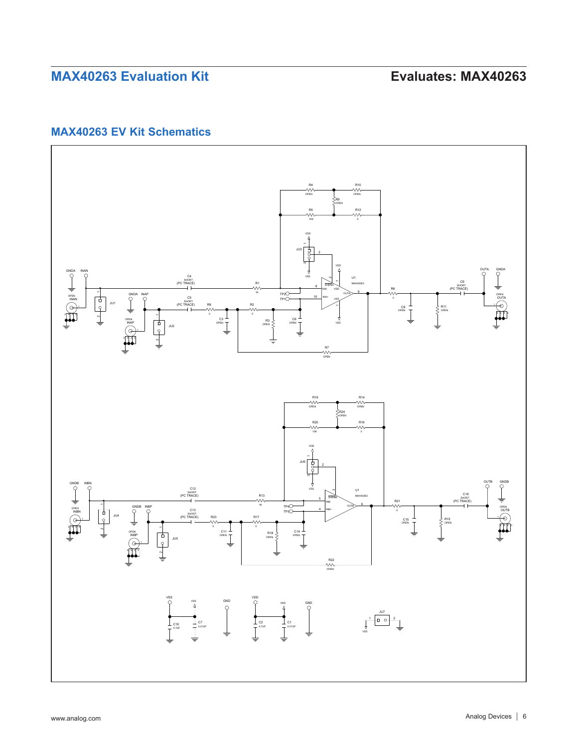## MAX40263 EV Kit Schematics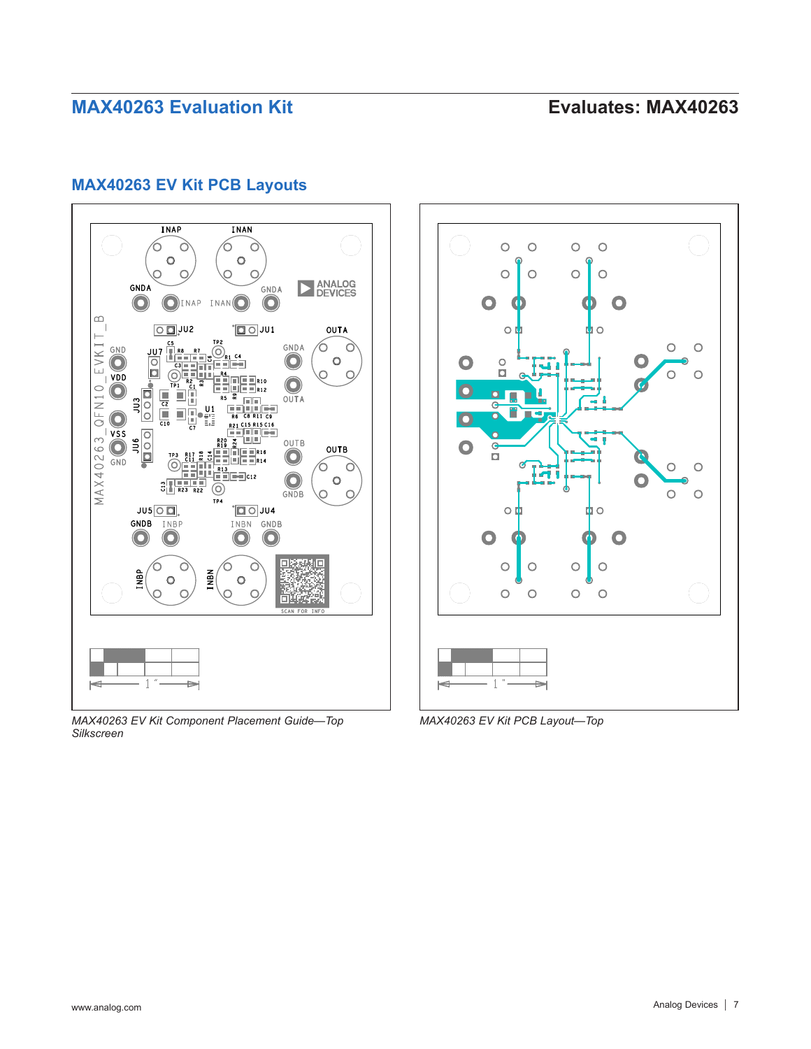## MAX40263 EV Kit PCB Layouts

*MAX40263 EV Kit Component Placement Guide—Top Silkscreen*

*MAX40263 EV Kit PCB Layout—Top*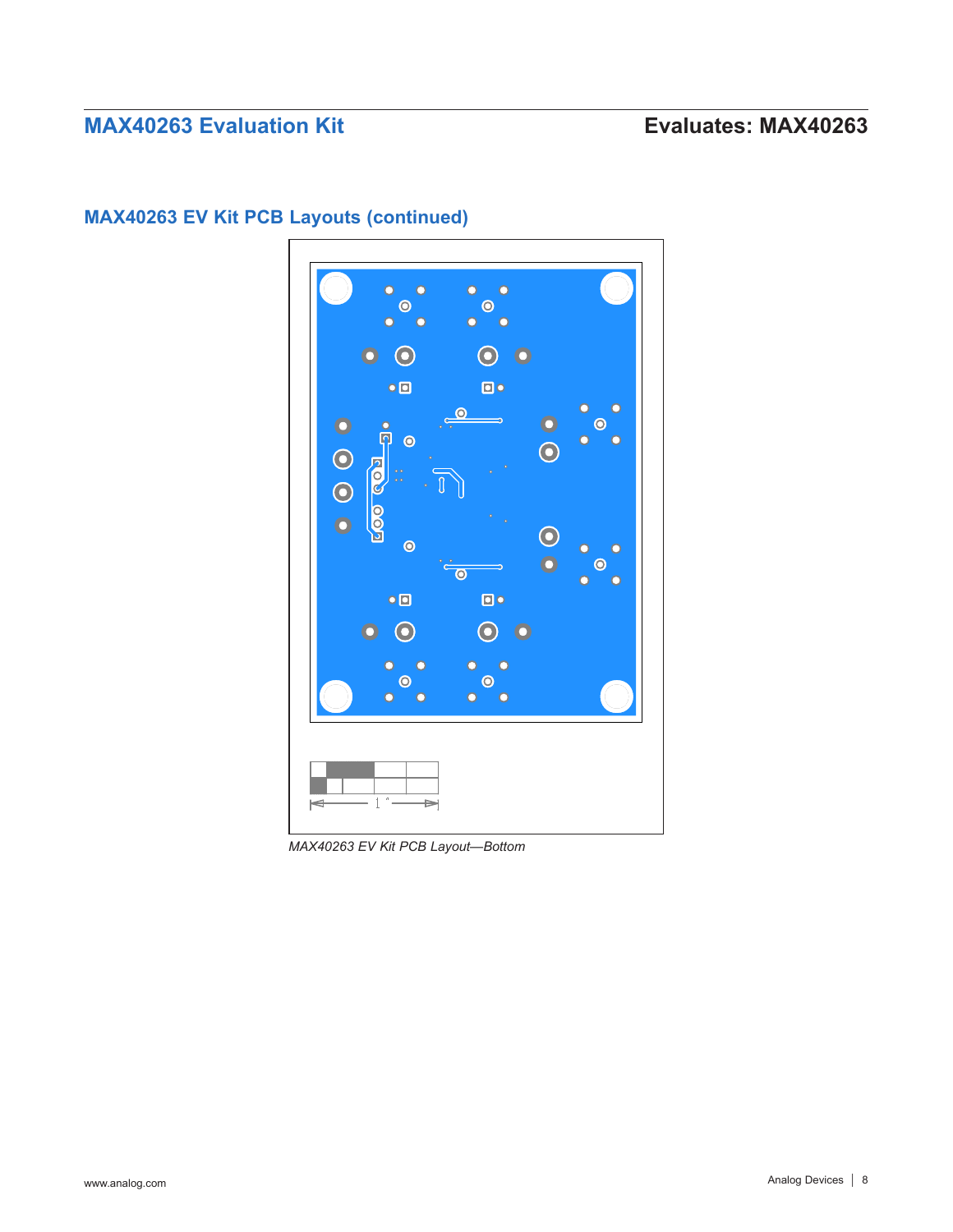## MAX40263 EV Kit PCB Layouts (continued)

*MAX40263 EV Kit PCB Layout—Bottom*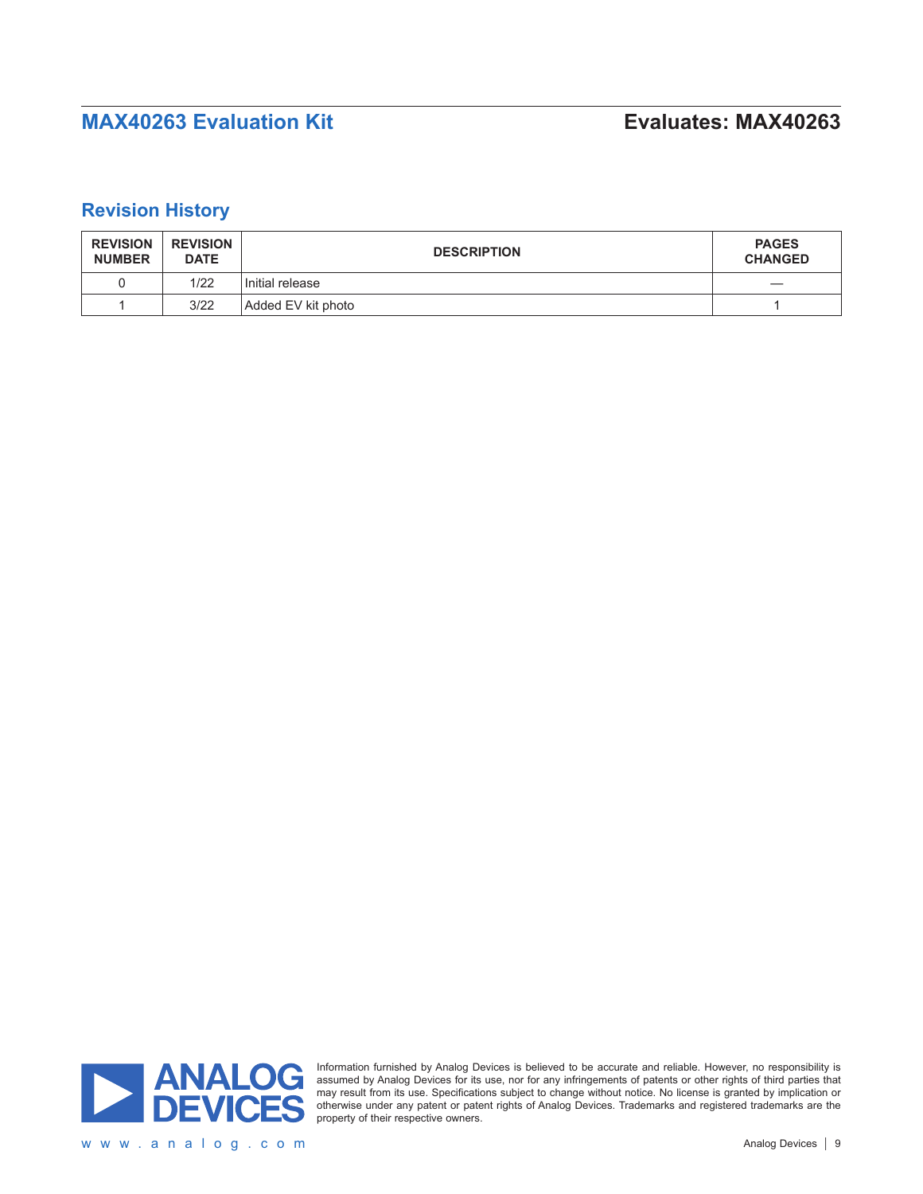## Revision History

| REVISION NUMBER | REVISION DATE | DESCRIPTION | PAGES CHANGED |
|---|---|---|---|
| 0 | 1/22 | Initial release | — |
| 1 | 3/22 | Added EV kit photo | 1 |

Information furnished by Analog Devices is believed to be accurate and reliable. However, no responsibility is assumed by Analog Devices for its use, nor for any infringements of patents or other rights of third parties that may result from its use. Specifications subject to change without notice. No license is granted by implication or otherwise under any patent or patent rights of Analog Devices. Trademarks and registered trademarks are the property of their respective owners.

www.analog.com